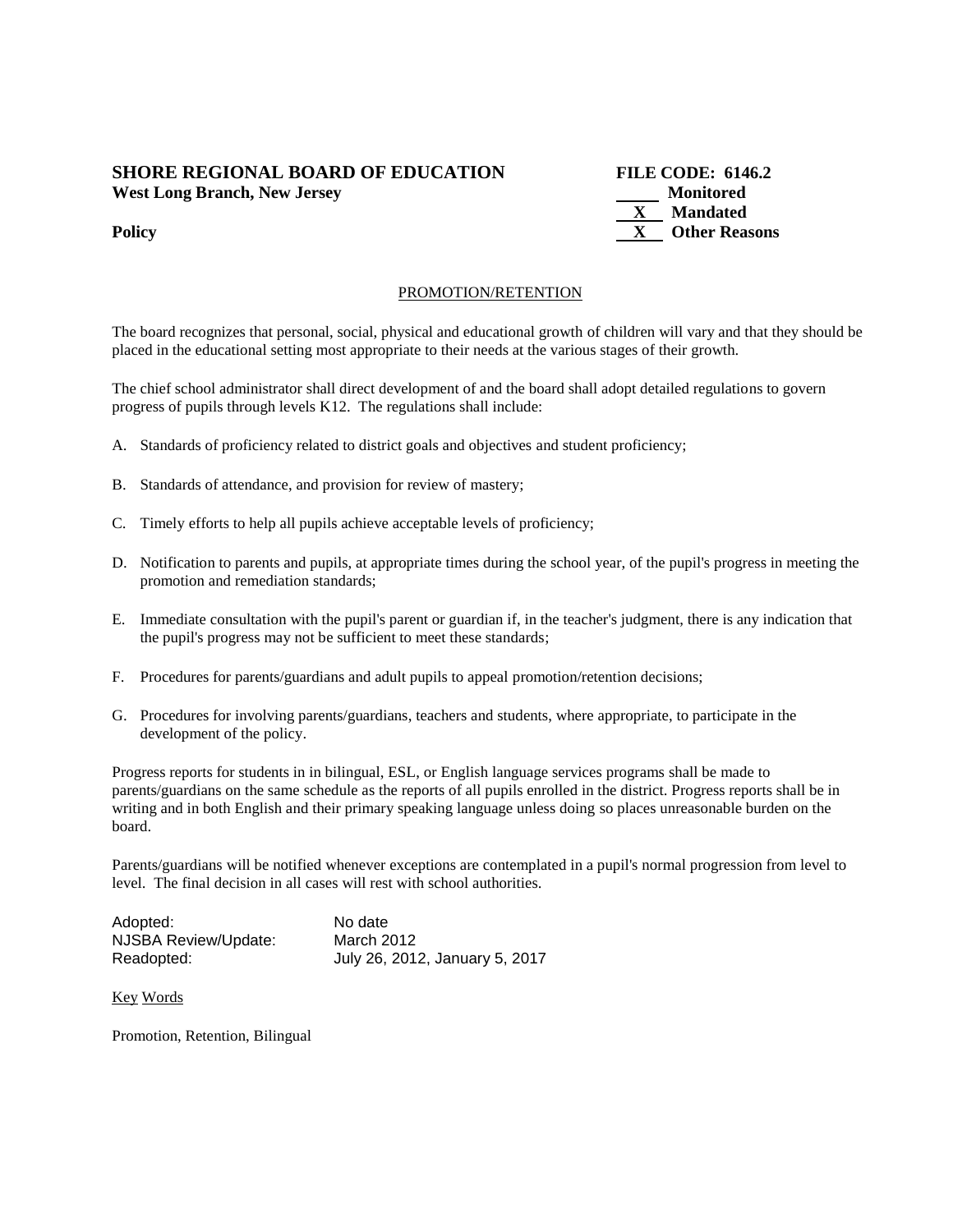**SHORE REGIONAL BOARD OF EDUCATION** **FILE CODE: 6146.2**
**West Long Branch, New Jersey**

_____ **Monitored**
__**X**__ **Mandated**
__**X**__ **Other Reasons**

**Policy**

PROMOTION/RETENTION

The board recognizes that personal, social, physical and educational growth of children will vary and that they should be placed in the educational setting most appropriate to their needs at the various stages of their growth.

The chief school administrator shall direct development of and the board shall adopt detailed regulations to govern progress of pupils through levels K12. The regulations shall include:

A. Standards of proficiency related to district goals and objectives and student proficiency;

B. Standards of attendance, and provision for review of mastery;

C. Timely efforts to help all pupils achieve acceptable levels of proficiency;

D. Notification to parents and pupils, at appropriate times during the school year, of the pupil's progress in meeting the promotion and remediation standards;

E. Immediate consultation with the pupil's parent or guardian if, in the teacher's judgment, there is any indication that the pupil's progress may not be sufficient to meet these standards;

F. Procedures for parents/guardians and adult pupils to appeal promotion/retention decisions;

G. Procedures for involving parents/guardians, teachers and students, where appropriate, to participate in the development of the policy.

Progress reports for students in in bilingual, ESL, or English language services programs shall be made to parents/guardians on the same schedule as the reports of all pupils enrolled in the district. Progress reports shall be in writing and in both English and their primary speaking language unless doing so places unreasonable burden on the board.

Parents/guardians will be notified whenever exceptions are contemplated in a pupil's normal progression from level to level. The final decision in all cases will rest with school authorities.

Adopted: No date
NJSBA Review/Update: March 2012
Readopted: July 26, 2012, January 5, 2017

Key Words

Promotion, Retention, Bilingual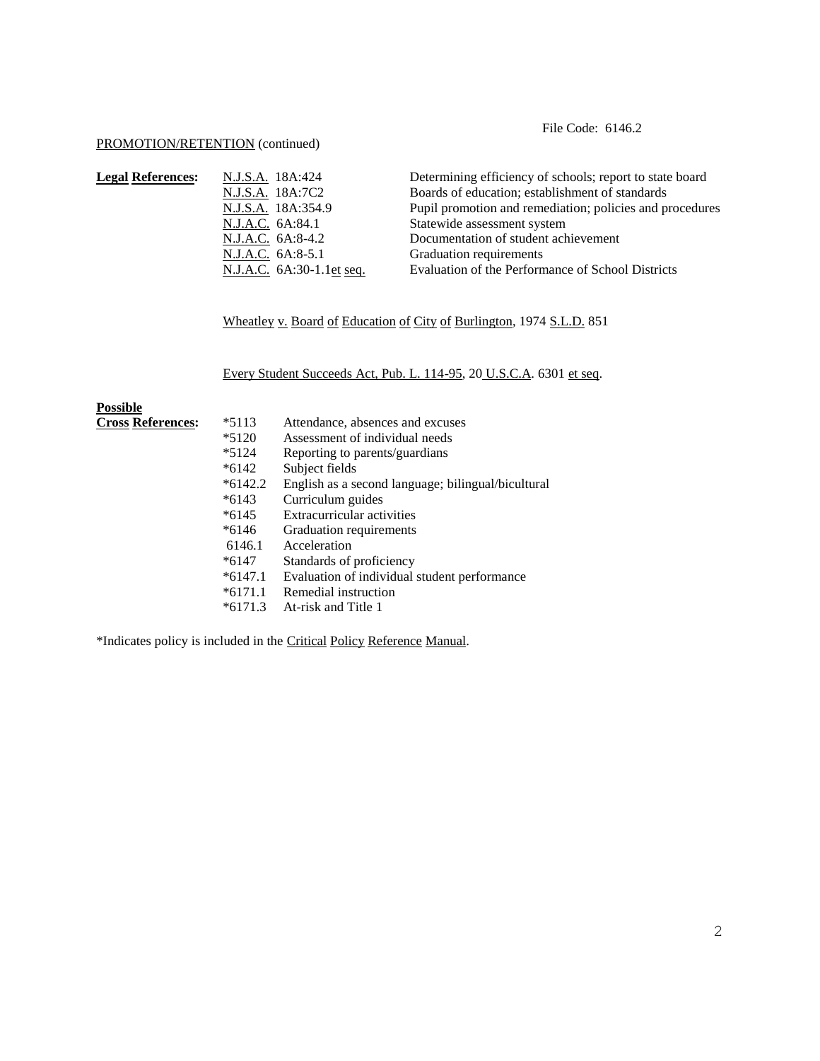File Code: 6146.2

PROMOTION/RETENTION (continued)

**Legal References:**

| | |
|---|---|
| N.J.S.A. 18A:424 | Determining efficiency of schools; report to state board |
| N.J.S.A. 18A:7C2 | Boards of education; establishment of standards |
| N.J.S.A. 18A:354.9 | Pupil promotion and remediation; policies and procedures |
| N.J.A.C. 6A:84.1 | Statewide assessment system |
| N.J.A.C. 6A:8-4.2 | Documentation of student achievement |
| N.J.A.C. 6A:8-5.1 | Graduation requirements |
| N.J.A.C. 6A:30-1.1et seq. | Evaluation of the Performance of School Districts |

Wheatley v. Board of Education of City of Burlington, 1974 S.L.D. 851

Every Student Succeeds Act, Pub. L. 114-95, 20 U.S.C.A. 6301 et seq.

**Possible Cross References:**

| | |
|---|---|
| *5113 | Attendance, absences and excuses |
| *5120 | Assessment of individual needs |
| *5124 | Reporting to parents/guardians |
| *6142 | Subject fields |
| *6142.2 | English as a second language; bilingual/bicultural |
| *6143 | Curriculum guides |
| *6145 | Extracurricular activities |
| *6146 | Graduation requirements |
| 6146.1 | Acceleration |
| *6147 | Standards of proficiency |
| *6147.1 | Evaluation of individual student performance |
| *6171.1 | Remedial instruction |
| *6171.3 | At-risk and Title 1 |

*Indicates policy is included in the Critical Policy Reference Manual.